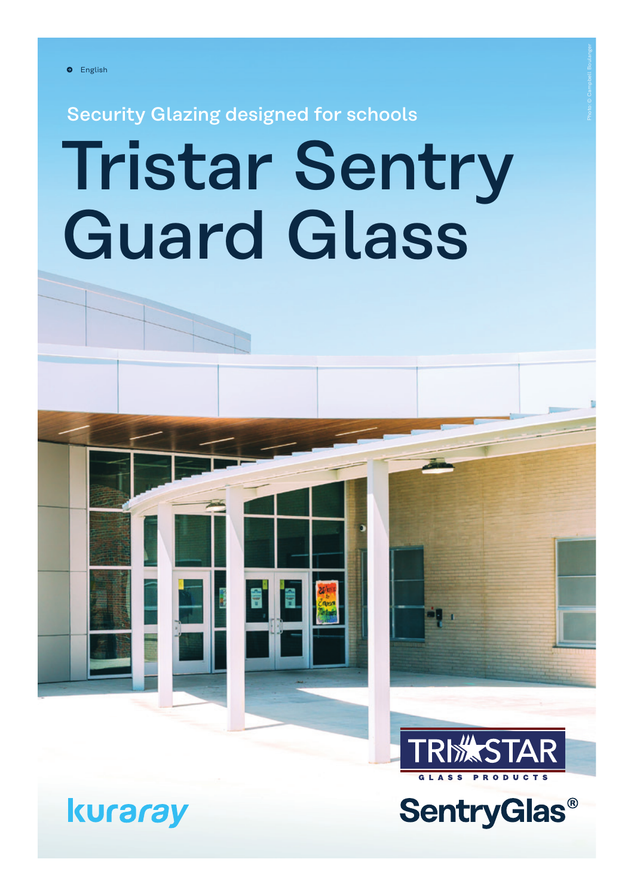English

Security Glazing designed for schools

# Tristar Sentry Guard Glass

Photo: © Campbell Boulanger

TRISTAR GLASS PRODUCTS

kuraray

SentryGlas®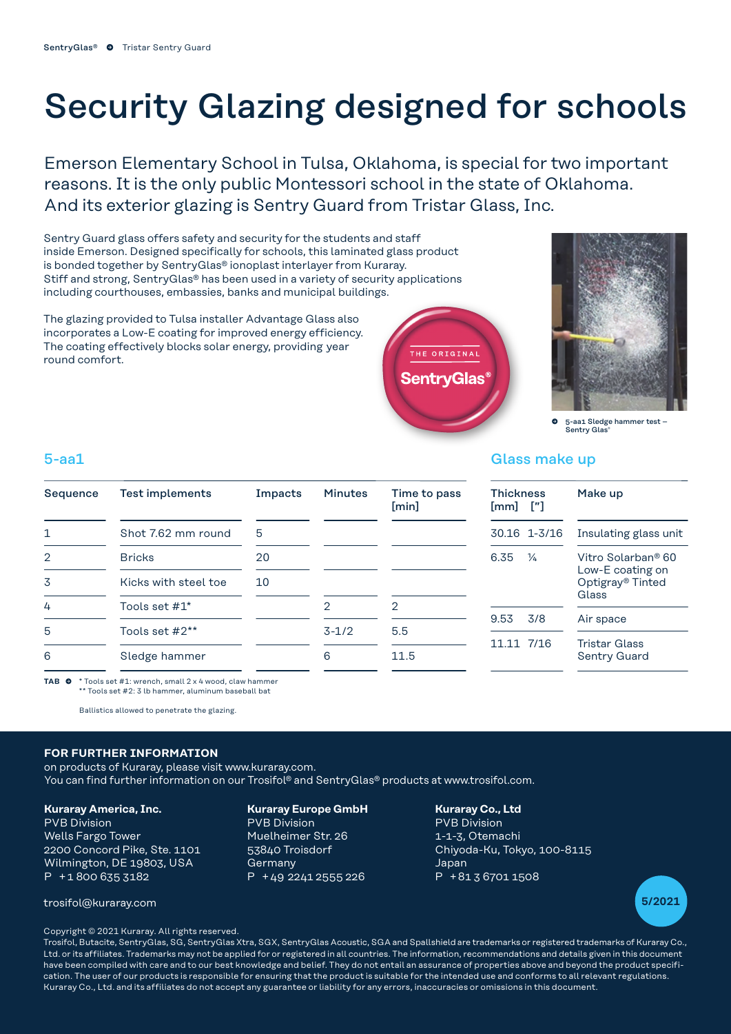SentryGlas® ➔ Tristar Sentry Guard

# Security Glazing designed for schools

Emerson Elementary School in Tulsa, Oklahoma, is special for two important reasons. It is the only public Montessori school in the state of Oklahoma. And its exterior glazing is Sentry Guard from Tristar Glass, Inc.

Sentry Guard glass offers safety and security for the students and staff inside Emerson. Designed specifically for schools, this laminated glass product is bonded together by SentryGlas® ionoplast interlayer from Kuraray. Stiff and strong, SentryGlas® has been used in a variety of security applications including courthouses, embassies, banks and municipal buildings.

The glazing provided to Tulsa installer Advantage Glass also incorporates a Low-E coating for improved energy efficiency. The coating effectively blocks solar energy, providing year round comfort.

THE ORIGINAL SentryGlas®

➔ 5-aa1 Sledge hammer test – Sentry Glas®

## 5-aa1

| Sequence | Test implements | Impacts | Minutes | Time to pass [min] |
|---|---|---|---|---|
| 1 | Shot 7.62 mm round | 5 | | |
| 2 | Bricks | 20 | | |
| 3 | Kicks with steel toe | 10 | | |
| 4 | Tools set #1* | | 2 | 2 |
| 5 | Tools set #2** | | 3-1/2 | 5.5 |
| 6 | Sledge hammer | | 6 | 11.5 |

TAB ➔ * Tools set #1: wrench, small 2 x 4 wood, claw hammer
** Tools set #2: 3 lb hammer, aluminum baseball bat

Ballistics allowed to penetrate the glazing.

## Glass make up

| Thickness [mm] | ["] | Make up |
|---|---|---|
| 30.16 | 1-3/16 | Insulating glass unit |
| 6.35 | ¼ | Vitro Solarban® 60 Low-E coating on Optigray® Tinted Glass |
| 9.53 | 3/8 | Air space |
| 11.11 | 7/16 | Tristar Glass Sentry Guard |

**FOR FURTHER INFORMATION**
on products of Kuraray, please visit www.kuraray.com.
You can find further information on our Trosifol® and SentryGlas® products at www.trosifol.com.

**Kuraray America, Inc.**
PVB Division
Wells Fargo Tower
2200 Concord Pike, Ste. 1101
Wilmington, DE 19803, USA
P +1 800 635 3182

**Kuraray Europe GmbH**
PVB Division
Muelheimer Str. 26
53840 Troisdorf
Germany
P +49 2241 2555 226

**Kuraray Co., Ltd**
PVB Division
1-1-3, Otemachi
Chiyoda-Ku, Tokyo, 100-8115
Japan
P +81 3 6701 1508

trosifol@kuraray.com

5/2021

Copyright © 2021 Kuraray. All rights reserved.
Trosifol, Butacite, SentryGlas, SG, SentryGlas Xtra, SGX, SentryGlas Acoustic, SGA and Spallshield are trademarks or registered trademarks of Kuraray Co., Ltd. or its affiliates. Trademarks may not be applied for or registered in all countries. The information, recommendations and details given in this document have been compiled with care and to our best knowledge and belief. They do not entail an assurance of properties above and beyond the product specification. The user of our products is responsible for ensuring that the product is suitable for the intended use and conforms to all relevant regulations. Kuraray Co., Ltd. and its affiliates do not accept any guarantee or liability for any errors, inaccuracies or omissions in this document.